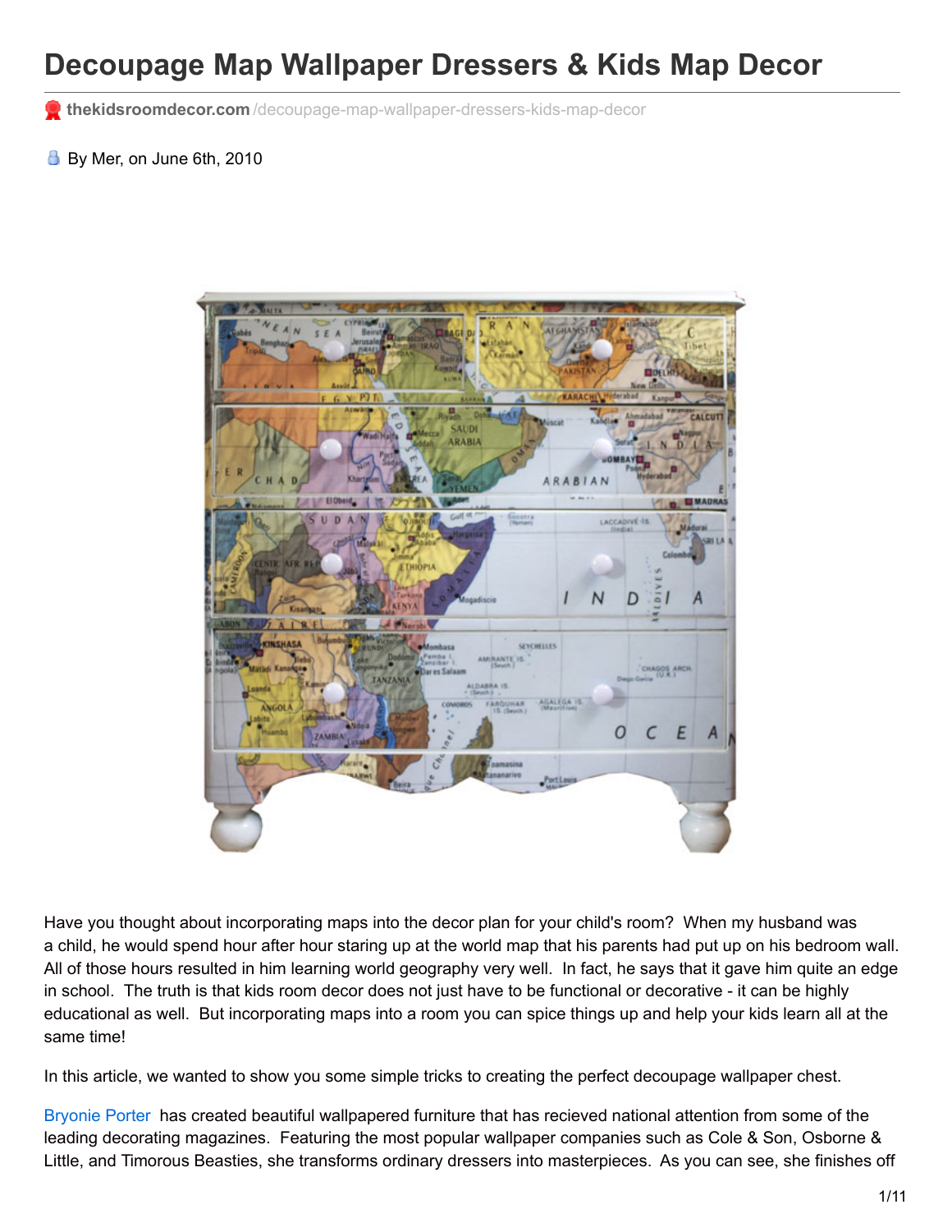# Decoupage Map Wallpaper Dressers & Kids Map Decor

**thekidsroomdecor.com**/decoupage-map-wallpaper-dressers-kids-map-decor

By Mer, on June 6th, 2010

Have you thought about incorporating maps into the decor plan for your child's room? When my husband was a child, he would spend hour after hour staring up at the world map that his parents had put up on his bedroom wall. All of those hours resulted in him learning world geography very well. In fact, he says that it gave him quite an edge in school. The truth is that kids room decor does not just have to be functional or decorative - it can be highly educational as well. But incorporating maps into a room you can spice things up and help your kids learn all at the same time!

In this article, we wanted to show you some simple tricks to creating the perfect decoupage wallpaper chest.

Bryonie Porter has created beautiful wallpapered furniture that has recieved national attention from some of the leading decorating magazines. Featuring the most popular wallpaper companies such as Cole & Son, Osborne & Little, and Timorous Beasties, she transforms ordinary dressers into masterpieces. As you can see, she finishes off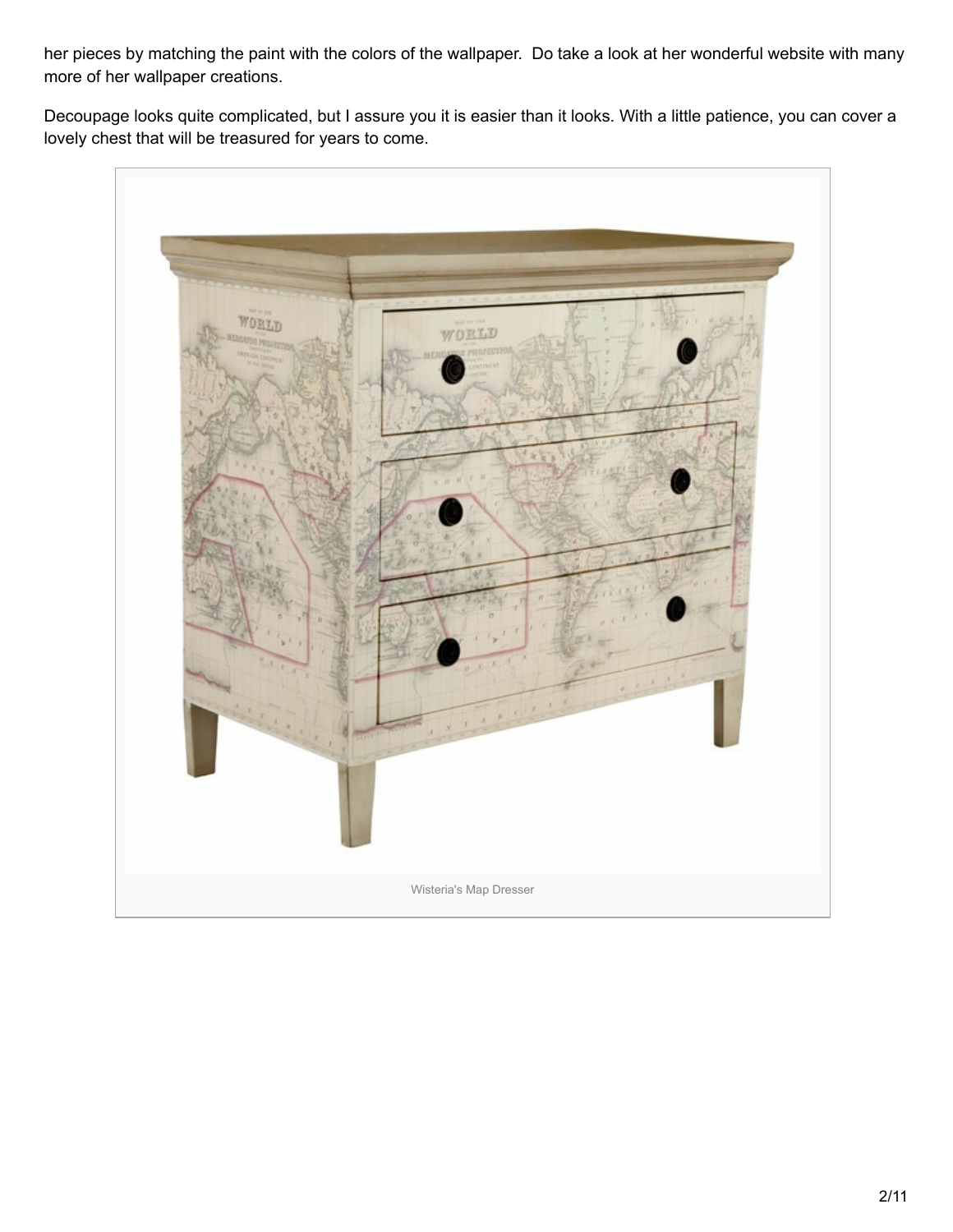her pieces by matching the paint with the colors of the wallpaper. Do take a look at her wonderful website with many more of her wallpaper creations.

Decoupage looks quite complicated, but I assure you it is easier than it looks. With a little patience, you can cover a lovely chest that will be treasured for years to come.

Wisteria's Map Dresser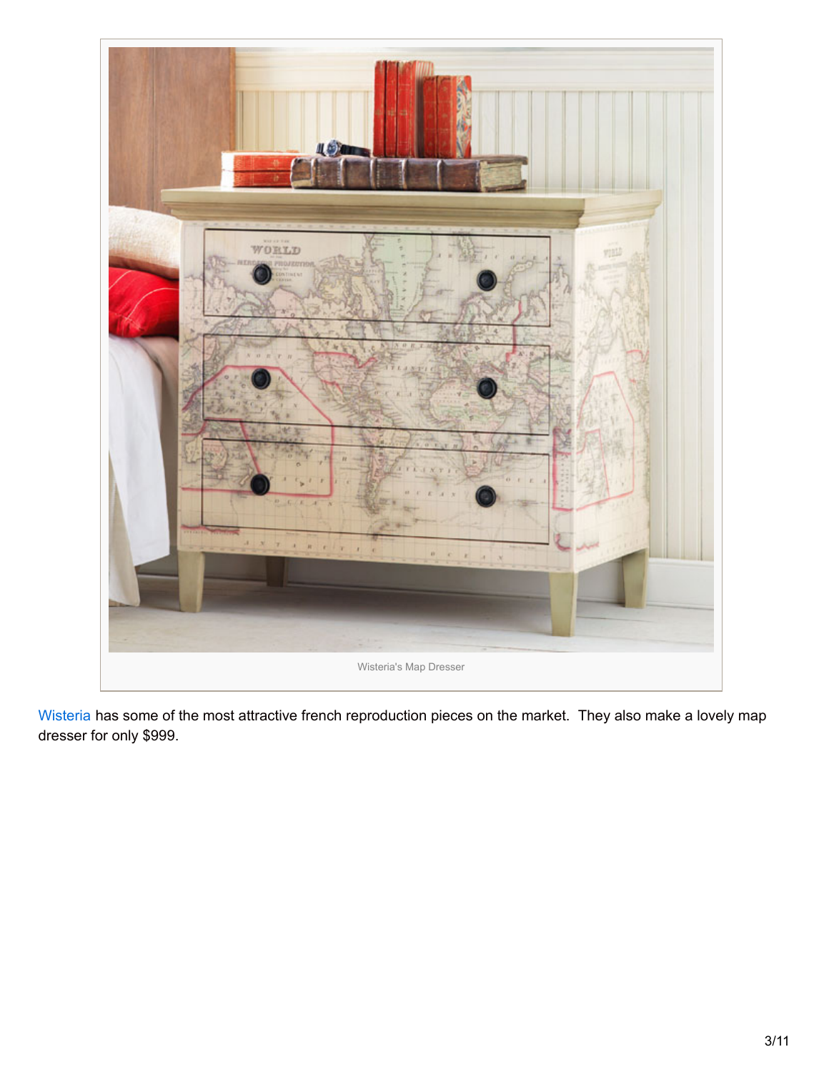Wisteria's Map Dresser

Wisteria has some of the most attractive french reproduction pieces on the market.  They also make a lovely map dresser for only $999.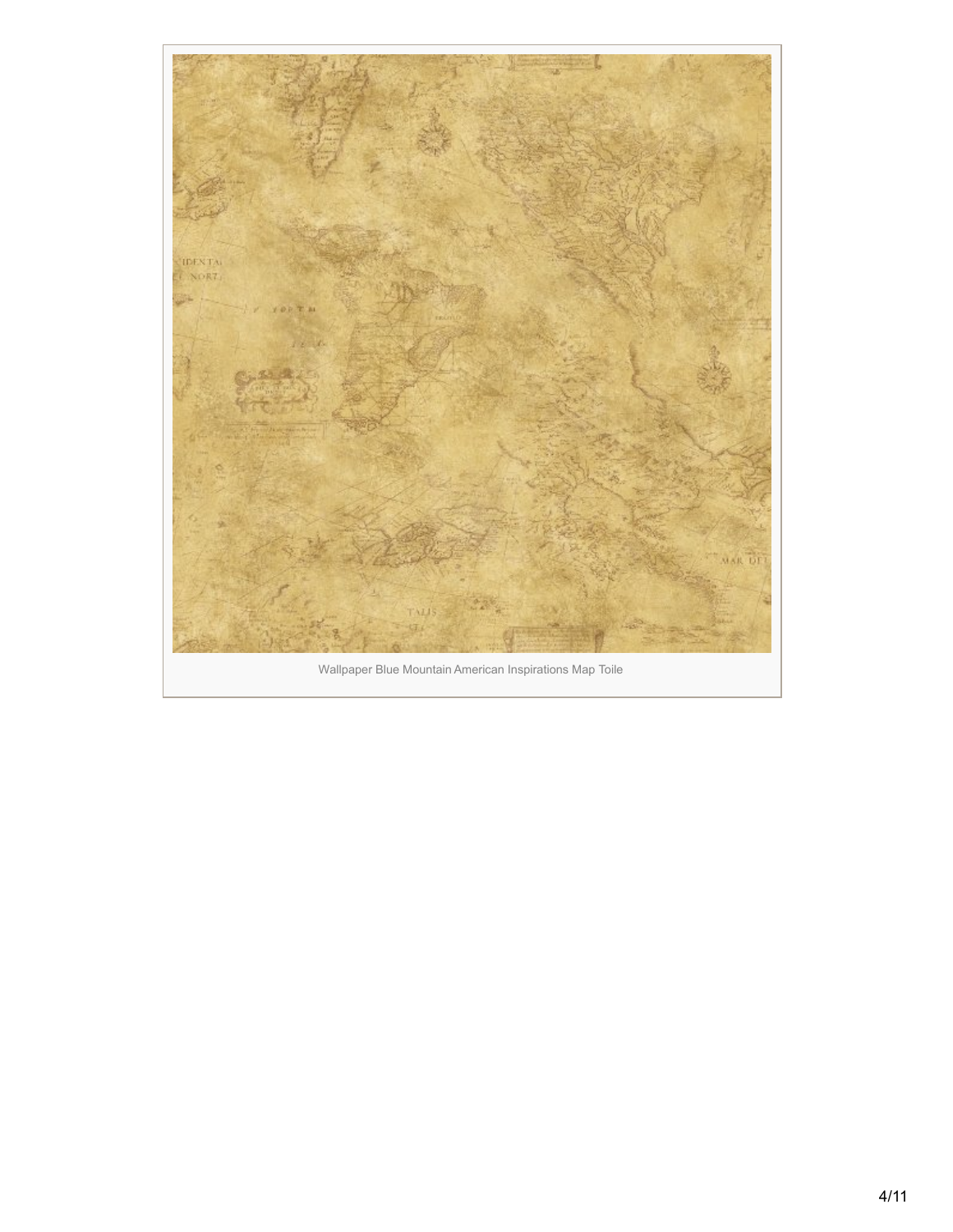Wallpaper Blue Mountain American Inspirations Map Toile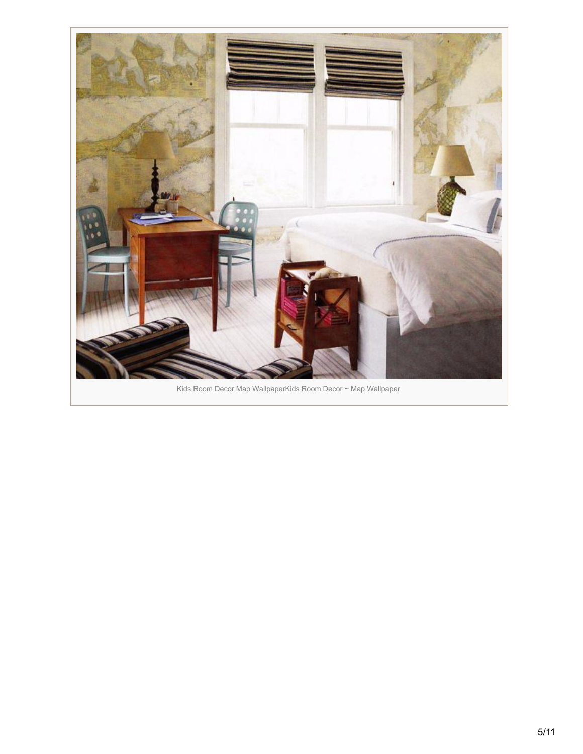Kids Room Decor Map WallpaperKids Room Decor ~ Map Wallpaper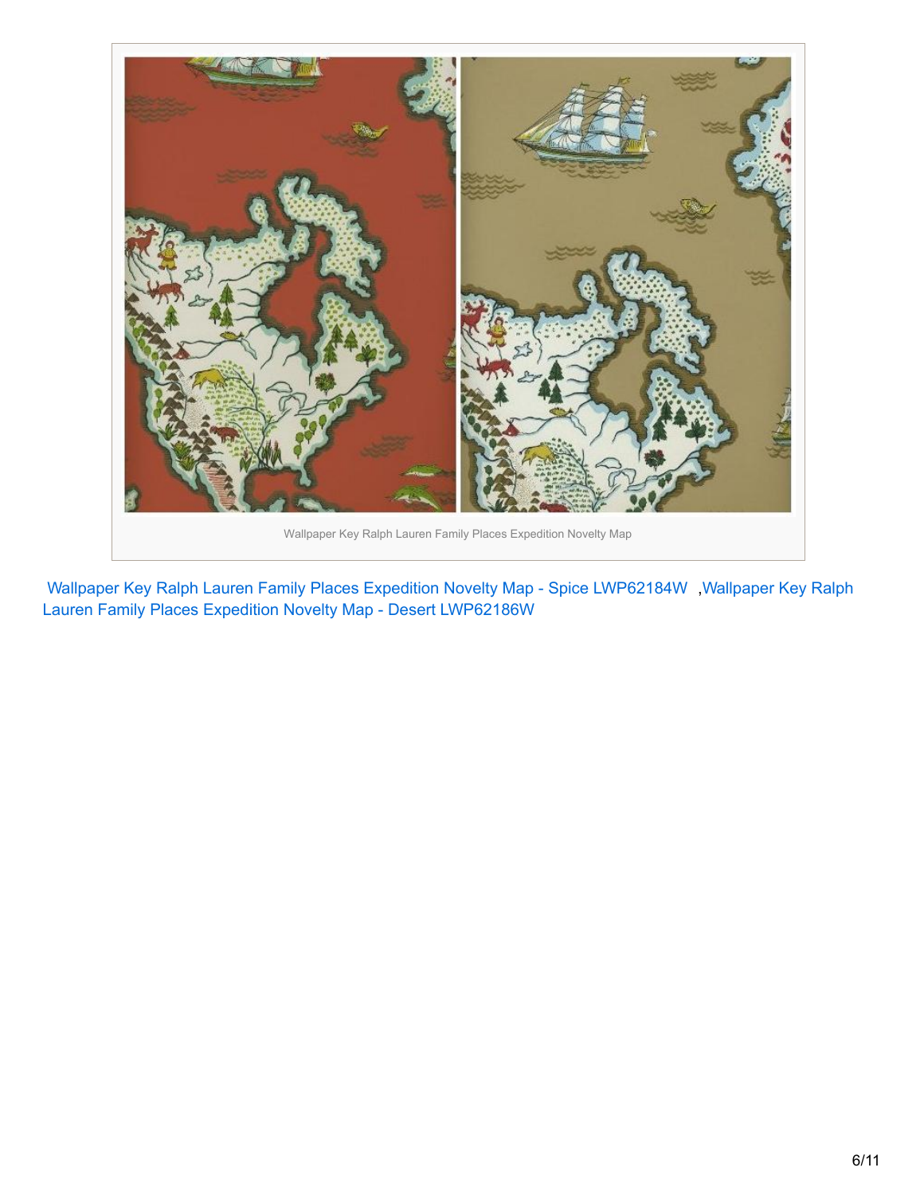Wallpaper Key Ralph Lauren Family Places Expedition Novelty Map

Wallpaper Key Ralph Lauren Family Places Expedition Novelty Map - Spice LWP62184W ,Wallpaper Key Ralph Lauren Family Places Expedition Novelty Map - Desert LWP62186W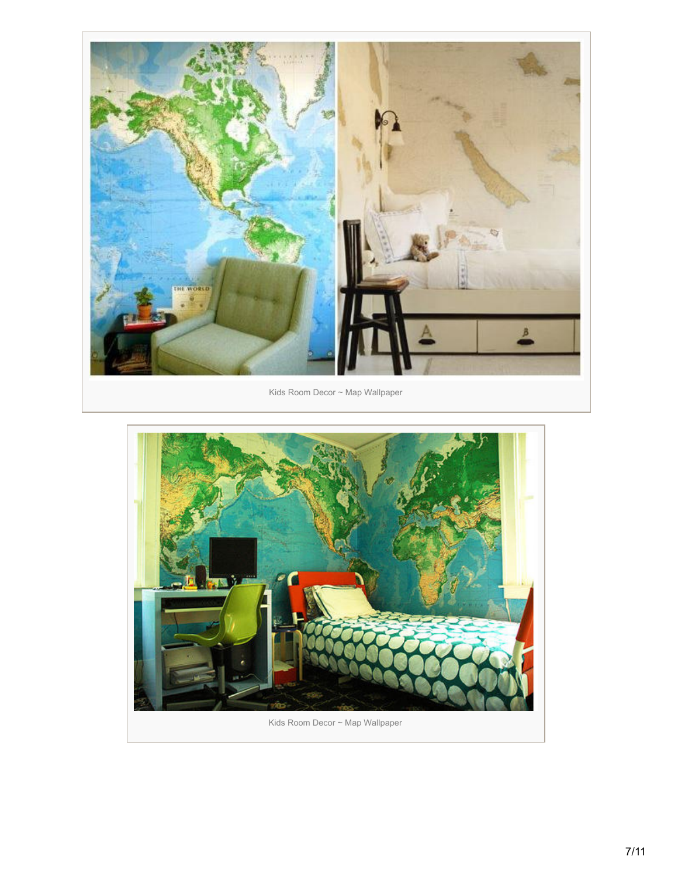Kids Room Decor ~ Map Wallpaper

Kids Room Decor ~ Map Wallpaper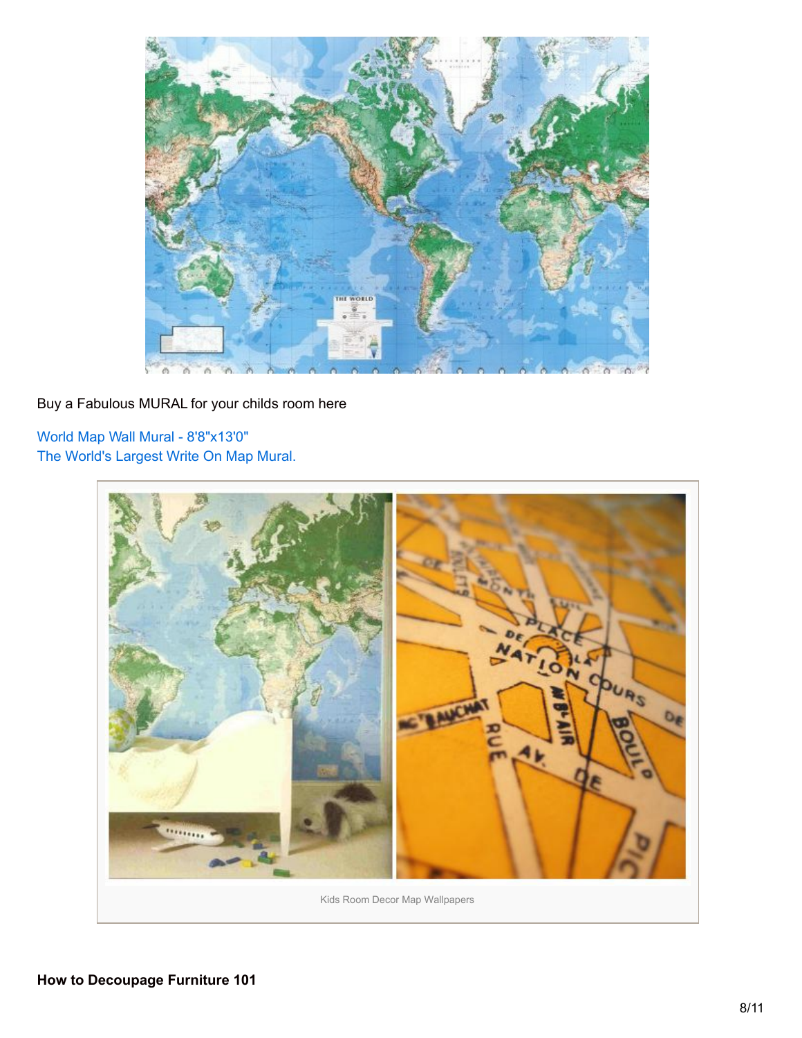Buy a Fabulous MURAL for your childs room here

World Map Wall Mural - 8'8"x13'0"
The World's Largest Write On Map Mural.

Kids Room Decor Map Wallpapers

**How to Decoupage Furniture 101**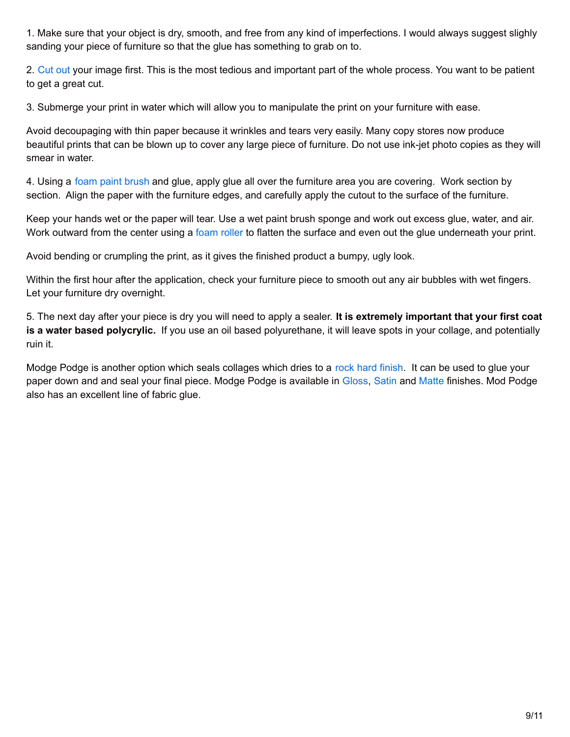1. Make sure that your object is dry, smooth, and free from any kind of imperfections. I would always suggest slighly sanding your piece of furniture so that the glue has something to grab on to.

2. Cut out your image first. This is the most tedious and important part of the whole process. You want to be patient to get a great cut.

3. Submerge your print in water which will allow you to manipulate the print on your furniture with ease.

Avoid decoupaging with thin paper because it wrinkles and tears very easily. Many copy stores now produce beautiful prints that can be blown up to cover any large piece of furniture. Do not use ink-jet photo copies as they will smear in water.

4. Using a foam paint brush and glue, apply glue all over the furniture area you are covering. Work section by section. Align the paper with the furniture edges, and carefully apply the cutout to the surface of the furniture.

Keep your hands wet or the paper will tear. Use a wet paint brush sponge and work out excess glue, water, and air. Work outward from the center using a foam roller to flatten the surface and even out the glue underneath your print.

Avoid bending or crumpling the print, as it gives the finished product a bumpy, ugly look.

Within the first hour after the application, check your furniture piece to smooth out any air bubbles with wet fingers. Let your furniture dry overnight.

5. The next day after your piece is dry you will need to apply a sealer. **It is extremely important that your first coat is a water based polycrylic.** If you use an oil based polyurethane, it will leave spots in your collage, and potentially ruin it.

Modge Podge is another option which seals collages which dries to a rock hard finish. It can be used to glue your paper down and and seal your final piece. Modge Podge is available in Gloss, Satin and Matte finishes. Mod Podge also has an excellent line of fabric glue.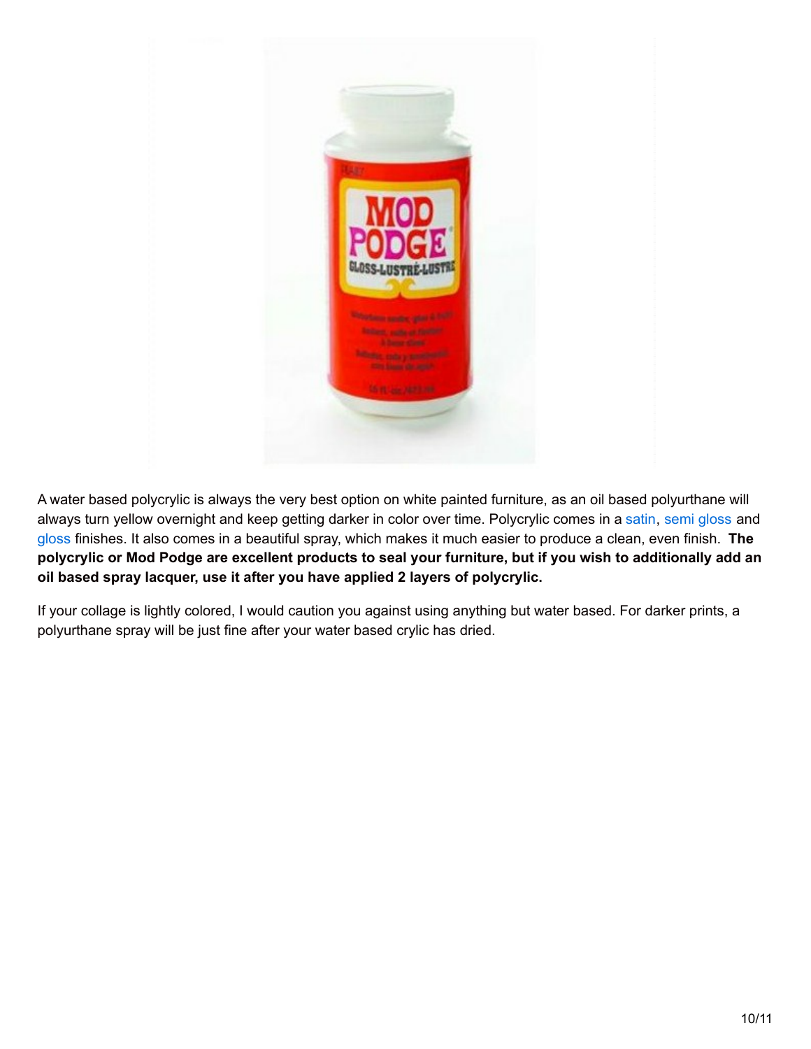A water based polycrylic is always the very best option on white painted furniture, as an oil based polyurthane will always turn yellow overnight and keep getting darker in color over time. Polycrylic comes in a satin, semi gloss and gloss finishes. It also comes in a beautiful spray, which makes it much easier to produce a clean, even finish. **The polycrylic or Mod Podge are excellent products to seal your furniture, but if you wish to additionally add an oil based spray lacquer, use it after you have applied 2 layers of polycrylic.**

If your collage is lightly colored, I would caution you against using anything but water based. For darker prints, a polyurthane spray will be just fine after your water based crylic has dried.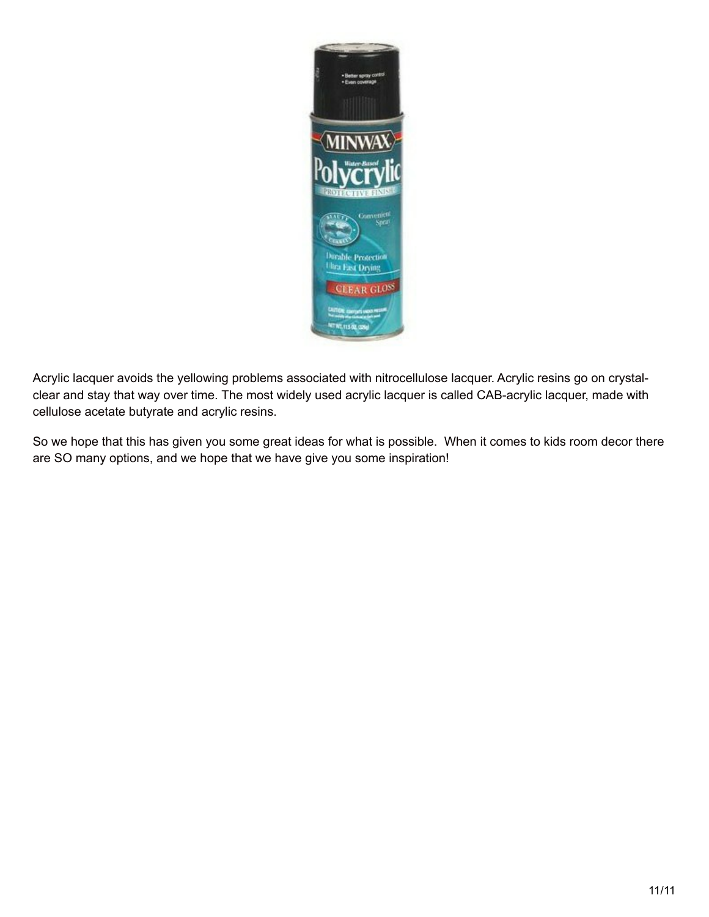Acrylic lacquer avoids the yellowing problems associated with nitrocellulose lacquer. Acrylic resins go on crystal-clear and stay that way over time. The most widely used acrylic lacquer is called CAB-acrylic lacquer, made with cellulose acetate butyrate and acrylic resins.

So we hope that this has given you some great ideas for what is possible.  When it comes to kids room decor there are SO many options, and we hope that we have give you some inspiration!